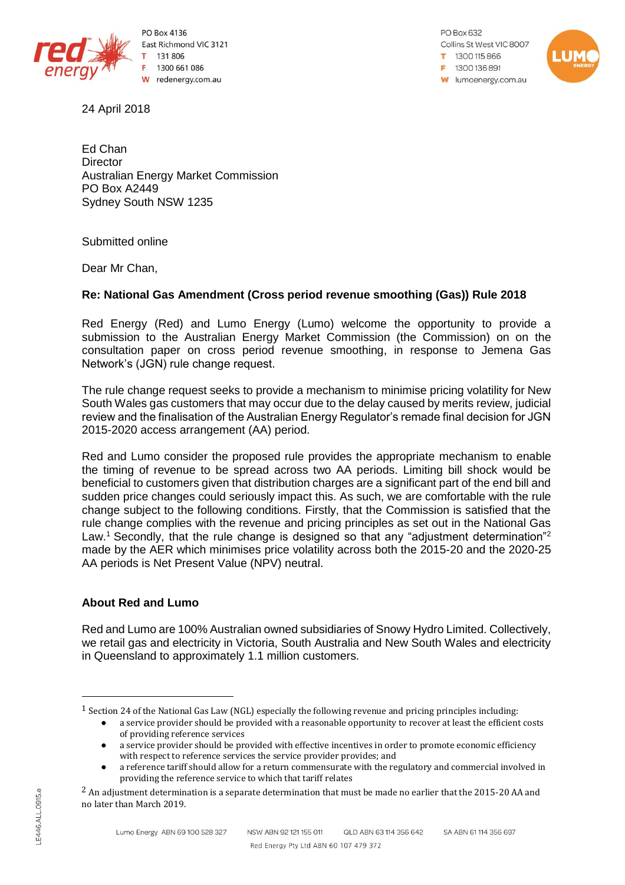PO Box 4136
East Richmond VIC 3121
T 131 806
F 1300 661 086
W redenergy.com.au

PO Box 632
Collins St West VIC 8007
T 1300 115 866
F 1300 136 891
W lumoenergy.com.au

24 April 2018

Ed Chan
Director
Australian Energy Market Commission
PO Box A2449
Sydney South NSW 1235

Submitted online

Dear Mr Chan,

**Re: National Gas Amendment (Cross period revenue smoothing (Gas)) Rule 2018**

Red Energy (Red) and Lumo Energy (Lumo) welcome the opportunity to provide a submission to the Australian Energy Market Commission (the Commission) on on the consultation paper on cross period revenue smoothing, in response to Jemena Gas Network's (JGN) rule change request.

The rule change request seeks to provide a mechanism to minimise pricing volatility for New South Wales gas customers that may occur due to the delay caused by merits review, judicial review and the finalisation of the Australian Energy Regulator's remade final decision for JGN 2015-2020 access arrangement (AA) period.

Red and Lumo consider the proposed rule provides the appropriate mechanism to enable the timing of revenue to be spread across two AA periods. Limiting bill shock would be beneficial to customers given that distribution charges are a significant part of the end bill and sudden price changes could seriously impact this. As such, we are comfortable with the rule change subject to the following conditions. Firstly, that the Commission is satisfied that the rule change complies with the revenue and pricing principles as set out in the National Gas Law.[1] Secondly, that the rule change is designed so that any "adjustment determination"[2] made by the AER which minimises price volatility across both the 2015-20 and the 2020-25 AA periods is Net Present Value (NPV) neutral.

**About Red and Lumo**

Red and Lumo are 100% Australian owned subsidiaries of Snowy Hydro Limited. Collectively, we retail gas and electricity in Victoria, South Australia and New South Wales and electricity in Queensland to approximately 1.1 million customers.

---

[1] Section 24 of the National Gas Law (NGL) especially the following revenue and pricing principles including:

- a service provider should be provided with a reasonable opportunity to recover at least the efficient costs of providing reference services
- a service provider should be provided with effective incentives in order to promote economic efficiency with respect to reference services the service provider provides; and
- a reference tariff should allow for a return commensurate with the regulatory and commercial involved in providing the reference service to which that tariff relates

[2] An adjustment determination is a separate determination that must be made no earlier that the 2015-20 AA and no later than March 2019.

Lumo Energy ABN 69 100 528 327 NSW ABN 92 121 155 011 QLD ABN 63 114 356 642 SA ABN 61 114 356 697
Red Energy Pty Ltd ABN 60 107 479 372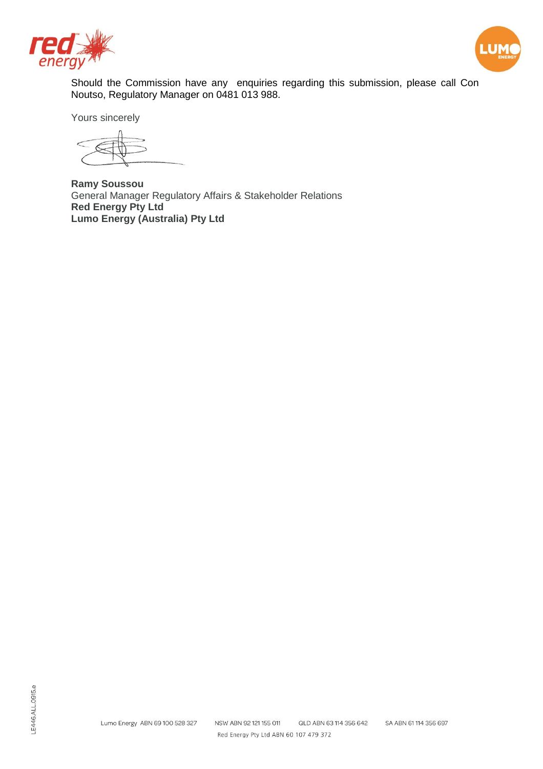Should the Commission have any enquiries regarding this submission, please call Con Noutso, Regulatory Manager on 0481 013 988.

Yours sincerely

**Ramy Soussou**
General Manager Regulatory Affairs & Stakeholder Relations
**Red Energy Pty Ltd**
**Lumo Energy (Australia) Pty Ltd**

LE446.ALL.0915.e

Lumo Energy ABN 69 100 528 327 NSW ABN 92 121 155 011 QLD ABN 63 114 356 642 SA ABN 61 114 356 697
Red Energy Pty Ltd ABN 60 107 479 372